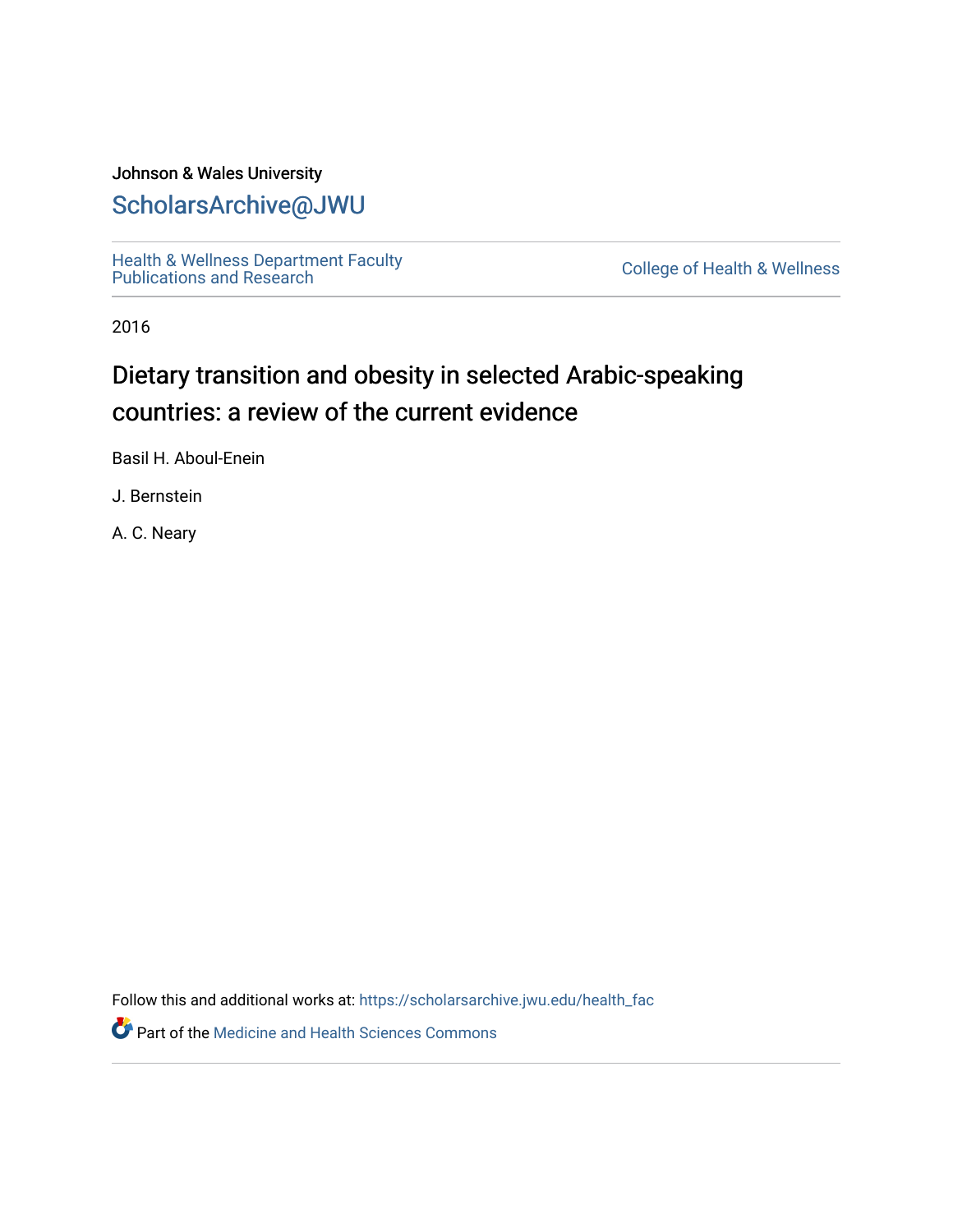Johnson & Wales University

ScholarsArchive@JWU

Health & Wellness Department Faculty Publications and Research

College of Health & Wellness

2016

# Dietary transition and obesity in selected Arabic-speaking countries: a review of the current evidence

Basil H. Aboul-Enein

J. Bernstein

A. C. Neary

Follow this and additional works at: https://scholarsarchive.jwu.edu/health_fac

Part of the Medicine and Health Sciences Commons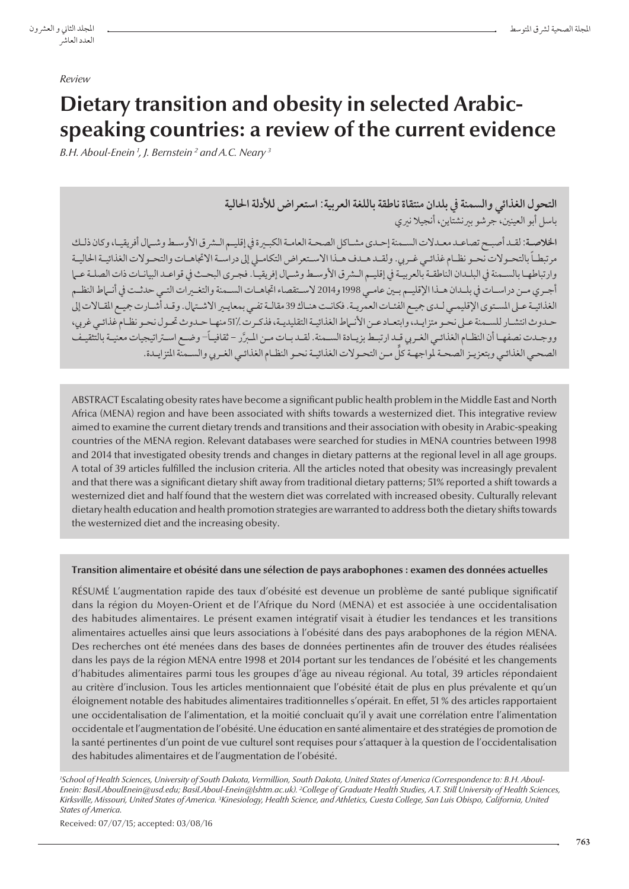*Review*

# Dietary transition and obesity in selected Arabic-speaking countries: a review of the current evidence

*B.H. Aboul-Enein [1], J. Bernstein [2] and A.C. Neary [3]*

**التحول الغذائي والسمنة في بلدان منتقاة ناطقة باللغة العربية: استعراض للأدلة الحالية**

باسل أبو العينين، جرشو بيرنشتاين، أنجيلا نيري

**الخلاصة:** لقد أصبح تصاعد معدلات السمنة إحدى مشاكل الصحة العامة الكبيرة في إقليم الشرق الأوسط وشمال أفريقيا، وكان ذلك مرتبطاً بالتحولات نحو نظام غذائي غربي. ولقد هدف هذا الاستعراض التكاملي إلى دراسة الاتجاهات والتحولات الغذائية الحالية وارتباطها بالسمنة في البلدان الناطقة بالعربية في إقليم الشرق الأوسط وشمال إفريقيا. فجرى البحث في قواعد البيانات ذات الصلة عما أجري من دراسات في بلدان هذا الإقليم بين عامي 1998 و2014 لاستقصاء اتجاهات السمنة والتغيرات التي حدثت في أنماط النظم الغذائية على المستوى الإقليمي لدى جميع الفئات العمرية. فكانت هناك 39 مقالة تفي بمعايير الاشتمال. وقد أشارت جميع المقالات إلى حدوث انتشار للسمنة على نحو متزايد، وابتعاد عن الأنماط الغذائية التقليدية، فذكرت ٪51 منها حدوث تحول نحو نظام غذائي غربي، ووجدت نصفها أن النظام الغذائي الغربي قد ارتبط بزيادة السمنة. لقد بات من المبرَّر – ثقافياً– وضع استراتيجيات معنية بالتثقيف الصحي الغذائي وبتعزيز الصحة لمواجهة كلٍّ من التحولات الغذائية نحو النظام الغذائي الغربي والسمنة المتزايدة.

ABSTRACT Escalating obesity rates have become a significant public health problem in the Middle East and North Africa (MENA) region and have been associated with shifts towards a westernized diet. This integrative review aimed to examine the current dietary trends and transitions and their association with obesity in Arabic-speaking countries of the MENA region. Relevant databases were searched for studies in MENA countries between 1998 and 2014 that investigated obesity trends and changes in dietary patterns at the regional level in all age groups. A total of 39 articles fulfilled the inclusion criteria. All the articles noted that obesity was increasingly prevalent and that there was a significant dietary shift away from traditional dietary patterns; 51% reported a shift towards a westernized diet and half found that the western diet was correlated with increased obesity. Culturally relevant dietary health education and health promotion strategies are warranted to address both the dietary shifts towards the westernized diet and the increasing obesity.

**Transition alimentaire et obésité dans une sélection de pays arabophones : examen des données actuelles**

RÉSUMÉ L'augmentation rapide des taux d'obésité est devenue un problème de santé publique significatif dans la région du Moyen-Orient et de l'Afrique du Nord (MENA) et est associée à une occidentalisation des habitudes alimentaires. Le présent examen intégratif visait à étudier les tendances et les transitions alimentaires actuelles ainsi que leurs associations à l'obésité dans des pays arabophones de la région MENA. Des recherches ont été menées dans des bases de données pertinentes afin de trouver des études réalisées dans les pays de la région MENA entre 1998 et 2014 portant sur les tendances de l'obésité et les changements d'habitudes alimentaires parmi tous les groupes d'âge au niveau régional. Au total, 39 articles répondaient au critère d'inclusion. Tous les articles mentionnaient que l'obésité était de plus en plus prévalente et qu'un éloignement notable des habitudes alimentaires traditionnelles s'opérait. En effet, 51 % des articles rapportaient une occidentalisation de l'alimentation, et la moitié concluait qu'il y avait une corrélation entre l'alimentation occidentale et l'augmentation de l'obésité. Une éducation en santé alimentaire et des stratégies de promotion de la santé pertinentes d'un point de vue culturel sont requises pour s'attaquer à la question de l'occidentalisation des habitudes alimentaires et de l'augmentation de l'obésité.

*[1]School of Health Sciences, University of South Dakota, Vermillion, South Dakota, United States of America (Correspondence to: B.H. Aboul-Enein: Basil.AboulEnein@usd.edu; Basil.Aboul-Enein@lshtm.ac.uk). [2]College of Graduate Health Studies, A.T. Still University of Health Sciences, Kirksville, Missouri, United States of America. [3]Kinesiology, Health Science, and Athletics, Cuesta College, San Luis Obispo, California, United States of America.*

Received: 07/07/15; accepted: 03/08/16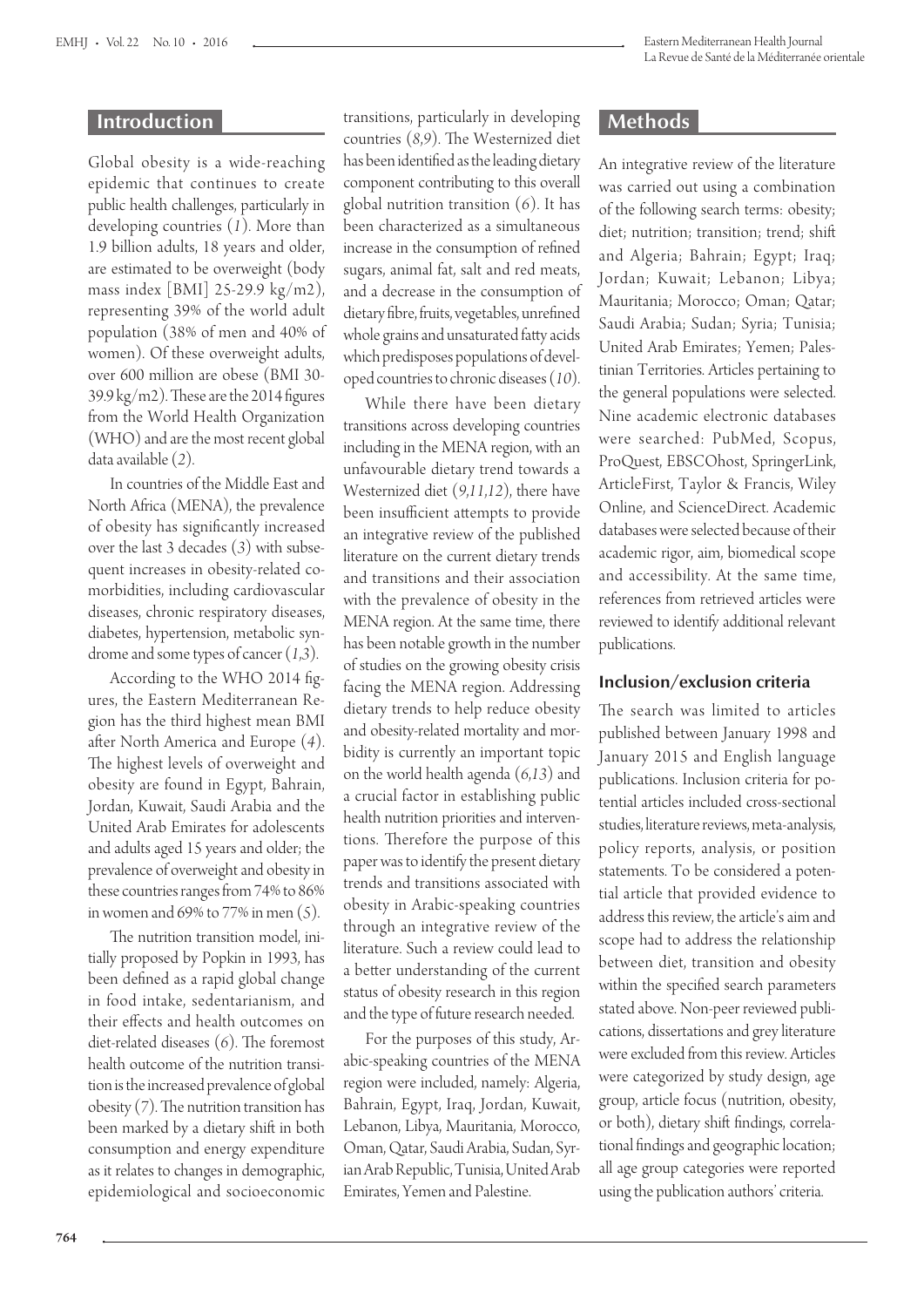## Introduction

Global obesity is a wide-reaching epidemic that continues to create public health challenges, particularly in developing countries (*1*). More than 1.9 billion adults, 18 years and older, are estimated to be overweight (body mass index [BMI] 25-29.9 kg/m2), representing 39% of the world adult population (38% of men and 40% of women). Of these overweight adults, over 600 million are obese (BMI 30-39.9 kg/m2). These are the 2014 figures from the World Health Organization (WHO) and are the most recent global data available (*2*).

In countries of the Middle East and North Africa (MENA), the prevalence of obesity has significantly increased over the last 3 decades (*3*) with subsequent increases in obesity-related comorbidities, including cardiovascular diseases, chronic respiratory diseases, diabetes, hypertension, metabolic syndrome and some types of cancer (*1,3*).

According to the WHO 2014 figures, the Eastern Mediterranean Region has the third highest mean BMI after North America and Europe (*4*). The highest levels of overweight and obesity are found in Egypt, Bahrain, Jordan, Kuwait, Saudi Arabia and the United Arab Emirates for adolescents and adults aged 15 years and older; the prevalence of overweight and obesity in these countries ranges from 74% to 86% in women and 69% to 77% in men (*5*).

The nutrition transition model, initially proposed by Popkin in 1993, has been defined as a rapid global change in food intake, sedentarianism, and their effects and health outcomes on diet-related diseases (*6*). The foremost health outcome of the nutrition transition is the increased prevalence of global obesity (*7*). The nutrition transition has been marked by a dietary shift in both consumption and energy expenditure as it relates to changes in demographic, epidemiological and socioeconomic transitions, particularly in developing countries (*8,9*). The Westernized diet has been identified as the leading dietary component contributing to this overall global nutrition transition (*6*). It has been characterized as a simultaneous increase in the consumption of refined sugars, animal fat, salt and red meats, and a decrease in the consumption of dietary fibre, fruits, vegetables, unrefined whole grains and unsaturated fatty acids which predisposes populations of developed countries to chronic diseases (*10*).

While there have been dietary transitions across developing countries including in the MENA region, with an unfavourable dietary trend towards a Westernized diet (*9,11,12*), there have been insufficient attempts to provide an integrative review of the published literature on the current dietary trends and transitions and their association with the prevalence of obesity in the MENA region. At the same time, there has been notable growth in the number of studies on the growing obesity crisis facing the MENA region. Addressing dietary trends to help reduce obesity and obesity-related mortality and morbidity is currently an important topic on the world health agenda (*6,13*) and a crucial factor in establishing public health nutrition priorities and interventions. Therefore the purpose of this paper was to identify the present dietary trends and transitions associated with obesity in Arabic-speaking countries through an integrative review of the literature. Such a review could lead to a better understanding of the current status of obesity research in this region and the type of future research needed.

For the purposes of this study, Arabic-speaking countries of the MENA region were included, namely: Algeria, Bahrain, Egypt, Iraq, Jordan, Kuwait, Lebanon, Libya, Mauritania, Morocco, Oman, Qatar, Saudi Arabia, Sudan, Syrian Arab Republic, Tunisia, United Arab Emirates, Yemen and Palestine.

## Methods

An integrative review of the literature was carried out using a combination of the following search terms: obesity; diet; nutrition; transition; trend; shift and Algeria; Bahrain; Egypt; Iraq; Jordan; Kuwait; Lebanon; Libya; Mauritania; Morocco; Oman; Qatar; Saudi Arabia; Sudan; Syria; Tunisia; United Arab Emirates; Yemen; Palestinian Territories. Articles pertaining to the general populations were selected. Nine academic electronic databases were searched: PubMed, Scopus, ProQuest, EBSCOhost, SpringerLink, ArticleFirst, Taylor & Francis, Wiley Online, and ScienceDirect. Academic databases were selected because of their academic rigor, aim, biomedical scope and accessibility. At the same time, references from retrieved articles were reviewed to identify additional relevant publications.

### Inclusion/exclusion criteria

The search was limited to articles published between January 1998 and January 2015 and English language publications. Inclusion criteria for potential articles included cross-sectional studies, literature reviews, meta-analysis, policy reports, analysis, or position statements. To be considered a potential article that provided evidence to address this review, the article's aim and scope had to address the relationship between diet, transition and obesity within the specified search parameters stated above. Non-peer reviewed publications, dissertations and grey literature were excluded from this review. Articles were categorized by study design, age group, article focus (nutrition, obesity, or both), dietary shift findings, correlational findings and geographic location; all age group categories were reported using the publication authors' criteria.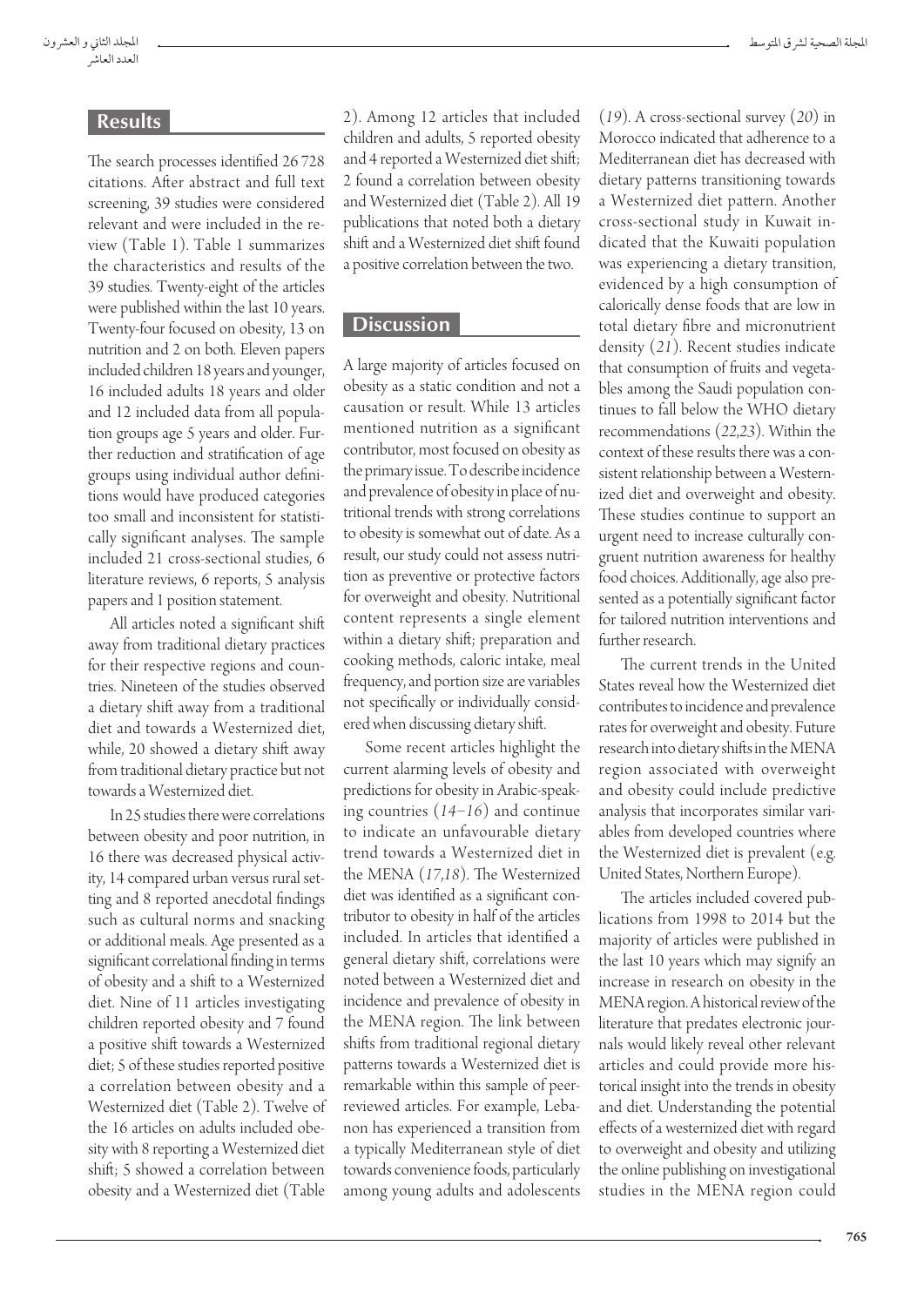## Results

The search processes identified 26 728 citations. After abstract and full text screening, 39 studies were considered relevant and were included in the review (Table 1). Table 1 summarizes the characteristics and results of the 39 studies. Twenty-eight of the articles were published within the last 10 years. Twenty-four focused on obesity, 13 on nutrition and 2 on both. Eleven papers included children 18 years and younger, 16 included adults 18 years and older and 12 included data from all population groups age 5 years and older. Further reduction and stratification of age groups using individual author definitions would have produced categories too small and inconsistent for statistically significant analyses. The sample included 21 cross-sectional studies, 6 literature reviews, 6 reports, 5 analysis papers and 1 position statement.

All articles noted a significant shift away from traditional dietary practices for their respective regions and countries. Nineteen of the studies observed a dietary shift away from a traditional diet and towards a Westernized diet, while, 20 showed a dietary shift away from traditional dietary practice but not towards a Westernized diet.

In 25 studies there were correlations between obesity and poor nutrition, in 16 there was decreased physical activity, 14 compared urban versus rural setting and 8 reported anecdotal findings such as cultural norms and snacking or additional meals. Age presented as a significant correlational finding in terms of obesity and a shift to a Westernized diet. Nine of 11 articles investigating children reported obesity and 7 found a positive shift towards a Westernized diet; 5 of these studies reported positive a correlation between obesity and a Westernized diet (Table 2). Twelve of the 16 articles on adults included obesity with 8 reporting a Westernized diet shift; 5 showed a correlation between obesity and a Westernized diet (Table 2). Among 12 articles that included children and adults, 5 reported obesity and 4 reported a Westernized diet shift; 2 found a correlation between obesity and Westernized diet (Table 2). All 19 publications that noted both a dietary shift and a Westernized diet shift found a positive correlation between the two.

## Discussion

A large majority of articles focused on obesity as a static condition and not a causation or result. While 13 articles mentioned nutrition as a significant contributor, most focused on obesity as the primary issue. To describe incidence and prevalence of obesity in place of nutritional trends with strong correlations to obesity is somewhat out of date. As a result, our study could not assess nutrition as preventive or protective factors for overweight and obesity. Nutritional content represents a single element within a dietary shift; preparation and cooking methods, caloric intake, meal frequency, and portion size are variables not specifically or individually considered when discussing dietary shift.

Some recent articles highlight the current alarming levels of obesity and predictions for obesity in Arabic-speaking countries (*14–16*) and continue to indicate an unfavourable dietary trend towards a Westernized diet in the MENA (*17,18*). The Westernized diet was identified as a significant contributor to obesity in half of the articles included. In articles that identified a general dietary shift, correlations were noted between a Westernized diet and incidence and prevalence of obesity in the MENA region. The link between shifts from traditional regional dietary patterns towards a Westernized diet is remarkable within this sample of peer-reviewed articles. For example, Lebanon has experienced a transition from a typically Mediterranean style of diet towards convenience foods, particularly among young adults and adolescents (*19*). A cross-sectional survey (*20*) in Morocco indicated that adherence to a Mediterranean diet has decreased with dietary patterns transitioning towards a Westernized diet pattern. Another cross-sectional study in Kuwait indicated that the Kuwaiti population was experiencing a dietary transition, evidenced by a high consumption of calorically dense foods that are low in total dietary fibre and micronutrient density (*21*). Recent studies indicate that consumption of fruits and vegetables among the Saudi population continues to fall below the WHO dietary recommendations (*22,23*). Within the context of these results there was a consistent relationship between a Westernized diet and overweight and obesity. These studies continue to support an urgent need to increase culturally congruent nutrition awareness for healthy food choices. Additionally, age also presented as a potentially significant factor for tailored nutrition interventions and further research.

The current trends in the United States reveal how the Westernized diet contributes to incidence and prevalence rates for overweight and obesity. Future research into dietary shifts in the MENA region associated with overweight and obesity could include predictive analysis that incorporates similar variables from developed countries where the Westernized diet is prevalent (e.g. United States, Northern Europe).

The articles included covered publications from 1998 to 2014 but the majority of articles were published in the last 10 years which may signify an increase in research on obesity in the MENA region. A historical review of the literature that predates electronic journals would likely reveal other relevant articles and could provide more historical insight into the trends in obesity and diet. Understanding the potential effects of a westernized diet with regard to overweight and obesity and utilizing the online publishing on investigational studies in the MENA region could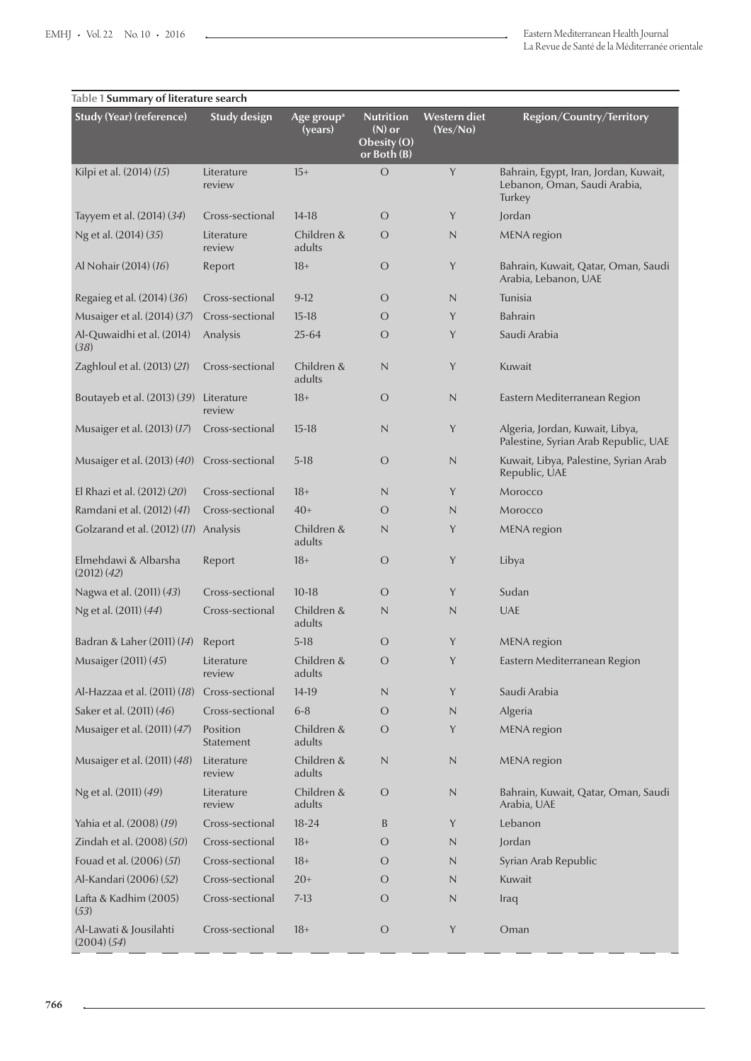**Table 1 Summary of literature search**

| Study (Year) (reference) | Study design | Age group[a] (years) | Nutrition (N) or Obesity (O) or Both (B) | Western diet (Yes/No) | Region/Country/Territory |
|---|---|---|---|---|---|
| Kilpi et al. (2014) (*15*) | Literature review | 15+ | O | Y | Bahrain, Egypt, Iran, Jordan, Kuwait, Lebanon, Oman, Saudi Arabia, Turkey |
| Tayyem et al. (2014) (*34*) | Cross-sectional | 14-18 | O | Y | Jordan |
| Ng et al. (2014) (*35*) | Literature review | Children & adults | O | N | MENA region |
| Al Nohair (2014) (*16*) | Report | 18+ | O | Y | Bahrain, Kuwait, Qatar, Oman, Saudi Arabia, Lebanon, UAE |
| Regaieg et al. (2014) (*36*) | Cross-sectional | 9-12 | O | N | Tunisia |
| Musaiger et al. (2014) (*37*) | Cross-sectional | 15-18 | O | Y | Bahrain |
| Al-Quwaidhi et al. (2014) (*38*) | Analysis | 25-64 | O | Y | Saudi Arabia |
| Zaghloul et al. (2013) (*21*) | Cross-sectional | Children & adults | N | Y | Kuwait |
| Boutayeb et al. (2013) (*39*) | Literature review | 18+ | O | N | Eastern Mediterranean Region |
| Musaiger et al. (2013) (*17*) | Cross-sectional | 15-18 | N | Y | Algeria, Jordan, Kuwait, Libya, Palestine, Syrian Arab Republic, UAE |
| Musaiger et al. (2013) (*40*) | Cross-sectional | 5-18 | O | N | Kuwait, Libya, Palestine, Syrian Arab Republic, UAE |
| El Rhazi et al. (2012) (*20*) | Cross-sectional | 18+ | N | Y | Morocco |
| Ramdani et al. (2012) (*41*) | Cross-sectional | 40+ | O | N | Morocco |
| Golzarand et al. (2012) (*11*) | Analysis | Children & adults | N | Y | MENA region |
| Elmehdawi & Albarsha (2012) (*42*) | Report | 18+ | O | Y | Libya |
| Nagwa et al. (2011) (*43*) | Cross-sectional | 10-18 | O | Y | Sudan |
| Ng et al. (2011) (*44*) | Cross-sectional | Children & adults | N | N | UAE |
| Badran & Laher (2011) (*14*) | Report | 5-18 | O | Y | MENA region |
| Musaiger (2011) (*45*) | Literature review | Children & adults | O | Y | Eastern Mediterranean Region |
| Al-Hazzaa et al. (2011) (*18*) | Cross-sectional | 14-19 | N | Y | Saudi Arabia |
| Saker et al. (2011) (*46*) | Cross-sectional | 6-8 | O | N | Algeria |
| Musaiger et al. (2011) (*47*) | Position Statement | Children & adults | O | Y | MENA region |
| Musaiger et al. (2011) (*48*) | Literature review | Children & adults | N | N | MENA region |
| Ng et al. (2011) (*49*) | Literature review | Children & adults | O | N | Bahrain, Kuwait, Qatar, Oman, Saudi Arabia, UAE |
| Yahia et al. (2008) (*19*) | Cross-sectional | 18-24 | B | Y | Lebanon |
| Zindah et al. (2008) (*50*) | Cross-sectional | 18+ | O | N | Jordan |
| Fouad et al. (2006) (*51*) | Cross-sectional | 18+ | O | N | Syrian Arab Republic |
| Al-Kandari (2006) (*52*) | Cross-sectional | 20+ | O | N | Kuwait |
| Lafta & Kadhim (2005) (*53*) | Cross-sectional | 7-13 | O | N | Iraq |
| Al-Lawati & Jousilahti (2004) (*54*) | Cross-sectional | 18+ | O | Y | Oman |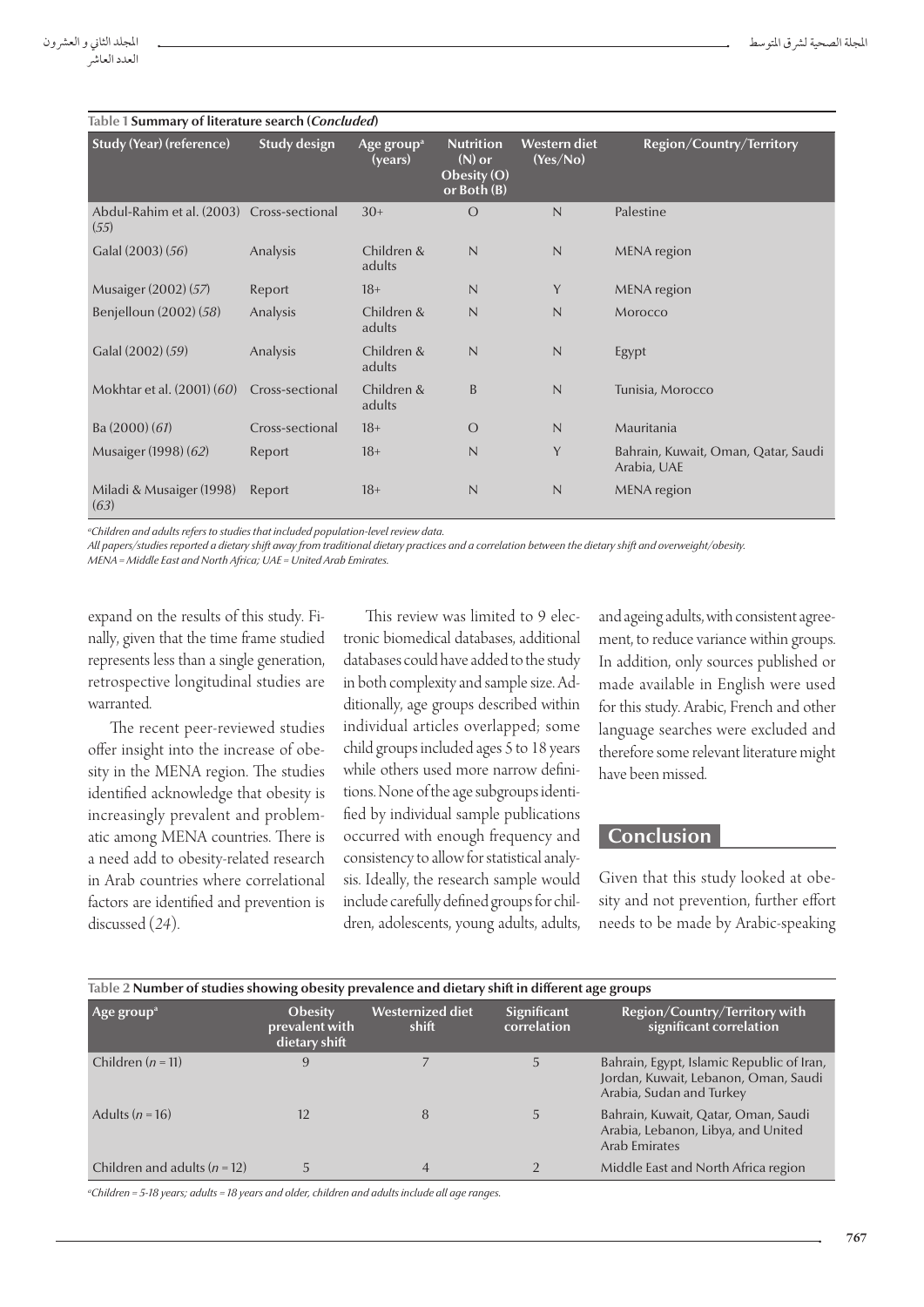**Table 1 Summary of literature search (*Concluded*)**

| Study (Year) (reference) | Study design | Age group[a] (years) | Nutrition (N) or Obesity (O) or Both (B) | Western diet (Yes/No) | Region/Country/Territory |
|---|---|---|---|---|---|
| Abdul-Rahim et al. (2003) (*55*) | Cross-sectional | 30+ | O | N | Palestine |
| Galal (2003) (*56*) | Analysis | Children & adults | N | N | MENA region |
| Musaiger (2002) (*57*) | Report | 18+ | N | Y | MENA region |
| Benjelloun (2002) (*58*) | Analysis | Children & adults | N | N | Morocco |
| Galal (2002) (*59*) | Analysis | Children & adults | N | N | Egypt |
| Mokhtar et al. (2001) (*60*) | Cross-sectional | Children & adults | B | N | Tunisia, Morocco |
| Ba (2000) (*61*) | Cross-sectional | 18+ | O | N | Mauritania |
| Musaiger (1998) (*62*) | Report | 18+ | N | Y | Bahrain, Kuwait, Oman, Qatar, Saudi Arabia, UAE |
| Miladi & Musaiger (1998) (*63*) | Report | 18+ | N | N | MENA region |

*[a]Children and adults refers to studies that included population-level review data.*

*All papers/studies reported a dietary shift away from traditional dietary practices and a correlation between the dietary shift and overweight/obesity.*

*MENA = Middle East and North Africa; UAE = United Arab Emirates.*

expand on the results of this study. Finally, given that the time frame studied represents less than a single generation, retrospective longitudinal studies are warranted.

The recent peer-reviewed studies offer insight into the increase of obesity in the MENA region. The studies identified acknowledge that obesity is increasingly prevalent and problematic among MENA countries. There is a need add to obesity-related research in Arab countries where correlational factors are identified and prevention is discussed (*24*).

This review was limited to 9 electronic biomedical databases, additional databases could have added to the study in both complexity and sample size. Additionally, age groups described within individual articles overlapped; some child groups included ages 5 to 18 years while others used more narrow definitions. None of the age subgroups identified by individual sample publications occurred with enough frequency and consistency to allow for statistical analysis. Ideally, the research sample would include carefully defined groups for children, adolescents, young adults, adults, and ageing adults, with consistent agreement, to reduce variance within groups. In addition, only sources published or made available in English were used for this study. Arabic, French and other language searches were excluded and therefore some relevant literature might have been missed.

## Conclusion

Given that this study looked at obesity and not prevention, further effort needs to be made by Arabic-speaking

**Table 2 Number of studies showing obesity prevalence and dietary shift in different age groups**

| Age group[a] | Obesity prevalent with dietary shift | Westernized diet shift | Significant correlation | Region/Country/Territory with significant correlation |
|---|---|---|---|---|
| Children ($n$ = 11) | 9 | 7 | 5 | Bahrain, Egypt, Islamic Republic of Iran, Jordan, Kuwait, Lebanon, Oman, Saudi Arabia, Sudan and Turkey |
| Adults ($n$ = 16) | 12 | 8 | 5 | Bahrain, Kuwait, Qatar, Oman, Saudi Arabia, Lebanon, Libya, and United Arab Emirates |
| Children and adults ($n$ = 12) | 5 | 4 | 2 | Middle East and North Africa region |

*[a]Children = 5-18 years; adults = 18 years and older, children and adults include all age ranges.*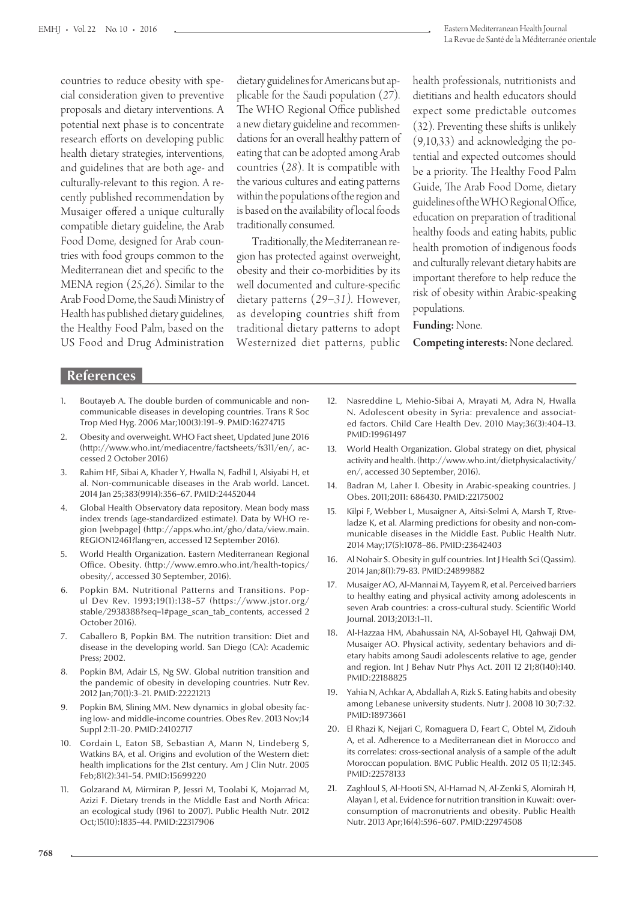countries to reduce obesity with special consideration given to preventive proposals and dietary interventions. A potential next phase is to concentrate research efforts on developing public health dietary strategies, interventions, and guidelines that are both age- and culturally-relevant to this region. A recently published recommendation by Musaiger offered a unique culturally compatible dietary guideline, the Arab Food Dome, designed for Arab countries with food groups common to the Mediterranean diet and specific to the MENA region (*25,26*). Similar to the Arab Food Dome, the Saudi Ministry of Health has published dietary guidelines, the Healthy Food Palm, based on the US Food and Drug Administration dietary guidelines for Americans but applicable for the Saudi population (*27*). The WHO Regional Office published a new dietary guideline and recommendations for an overall healthy pattern of eating that can be adopted among Arab countries (*28*). It is compatible with the various cultures and eating patterns within the populations of the region and is based on the availability of local foods traditionally consumed.

Traditionally, the Mediterranean region has protected against overweight, obesity and their co-morbidities by its well documented and culture-specific dietary patterns (*29–31*). However, as developing countries shift from traditional dietary patterns to adopt Westernized diet patterns, public health professionals, nutritionists and dietitians and health educators should expect some predictable outcomes (32). Preventing these shifts is unlikely (9,10,33) and acknowledging the potential and expected outcomes should be a priority. The Healthy Food Palm Guide, The Arab Food Dome, dietary guidelines of the WHO Regional Office, education on preparation of traditional healthy foods and eating habits, public health promotion of indigenous foods and culturally relevant dietary habits are important therefore to help reduce the risk of obesity within Arabic-speaking populations.

**Funding:** None.

**Competing interests:** None declared.

## References

1. Boutayeb A. The double burden of communicable and non-communicable diseases in developing countries. Trans R Soc Trop Med Hyg. 2006 Mar;100(3):191–9. PMID:16274715
2. Obesity and overweight. WHO Fact sheet, Updated June 2016 (http://www.who.int/mediacentre/factsheets/fs311/en/, accessed 2 October 2016)
3. Rahim HF, Sibai A, Khader Y, Hwalla N, Fadhil I, Alsiyabi H, et al. Non-communicable diseases in the Arab world. Lancet. 2014 Jan 25;383(9914):356–67. PMID:24452044
4. Global Health Observatory data repository. Mean body mass index trends (age-standardized estimate). Data by WHO region [webpage] (http://apps.who.int/gho/data/view.main.REGION12461?lang=en, accessed 12 September 2016).
5. World Health Organization. Eastern Mediterranean Regional Office. Obesity. (http://www.emro.who.int/health-topics/obesity/, accessed 30 September, 2016).
6. Popkin BM. Nutritional Patterns and Transitions. Popul Dev Rev. 1993;19(1):138–57 (https://www.jstor.org/stable/2938388?seq=1#page_scan_tab_contents, accessed 2 October 2016).
7. Caballero B, Popkin BM. The nutrition transition: Diet and disease in the developing world. San Diego (CA): Academic Press; 2002.
8. Popkin BM, Adair LS, Ng SW. Global nutrition transition and the pandemic of obesity in developing countries. Nutr Rev. 2012 Jan;70(1):3–21. PMID:22221213
9. Popkin BM, Slining MM. New dynamics in global obesity facing low- and middle-income countries. Obes Rev. 2013 Nov;14 Suppl 2:11–20. PMID:24102717
10. Cordain L, Eaton SB, Sebastian A, Mann N, Lindeberg S, Watkins BA, et al. Origins and evolution of the Western diet: health implications for the 21st century. Am J Clin Nutr. 2005 Feb;81(2):341–54. PMID:15699220
11. Golzarand M, Mirmiran P, Jessri M, Toolabi K, Mojarrad M, Azizi F. Dietary trends in the Middle East and North Africa: an ecological study (1961 to 2007). Public Health Nutr. 2012 Oct;15(10):1835–44. PMID:22317906
12. Nasreddine L, Mehio-Sibai A, Mrayati M, Adra N, Hwalla N. Adolescent obesity in Syria: prevalence and associated factors. Child Care Health Dev. 2010 May;36(3):404–13. PMID:19961497
13. World Health Organization. Global strategy on diet, physical activity and health. (http://www.who.int/dietphysicalactivity/en/, accessed 30 September, 2016).
14. Badran M, Laher I. Obesity in Arabic-speaking countries. J Obes. 2011;2011: 686430. PMID:22175002
15. Kilpi F, Webber L, Musaigner A, Aitsi-Selmi A, Marsh T, Rtveladze K, et al. Alarming predictions for obesity and non-communicable diseases in the Middle East. Public Health Nutr. 2014 May;17(5):1078–86. PMID:23642403
16. Al Nohair S. Obesity in gulf countries. Int J Health Sci (Qassim). 2014 Jan;8(1):79-83. PMID:24899882
17. Musaiger AO, Al-Mannai M, Tayyem R, et al. Perceived barriers to healthy eating and physical activity among adolescents in seven Arab countries: a cross-cultural study. Scientific World Journal. 2013;2013:1–11.
18. Al-Hazzaa HM, Abahussain NA, Al-Sobayel HI, Qahwaji DM, Musaiger AO. Physical activity, sedentary behaviors and dietary habits among Saudi adolescents relative to age, gender and region. Int J Behav Nutr Phys Act. 2011 12 21;8(140):140. PMID:22188825
19. Yahia N, Achkar A, Abdallah A, Rizk S. Eating habits and obesity among Lebanese university students. Nutr J. 2008 10 30;7:32. PMID:18973661
20. El Rhazi K, Nejjari C, Romaguera D, Feart C, Obtel M, Zidouh A, et al. Adherence to a Mediterranean diet in Morocco and its correlates: cross-sectional analysis of a sample of the adult Moroccan population. BMC Public Health. 2012 05 11;12:345. PMID:22578133
21. Zaghloul S, Al-Hooti SN, Al-Hamad N, Al-Zenki S, Alomirah H, Alayan I, et al. Evidence for nutrition transition in Kuwait: over-consumption of macronutrients and obesity. Public Health Nutr. 2013 Apr;16(4):596–607. PMID:22974508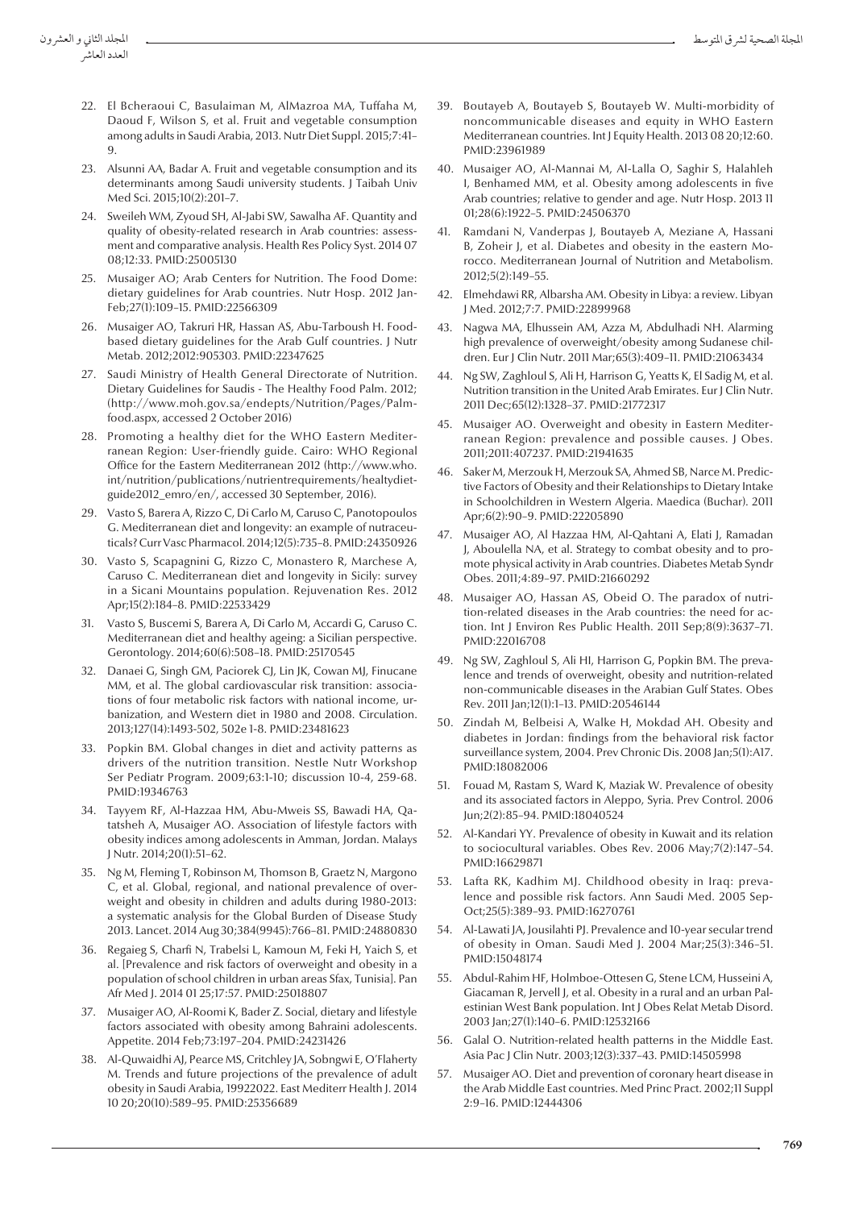22. El Bcheraoui C, Basulaiman M, AlMazroa MA, Tuffaha M, Daoud F, Wilson S, et al. Fruit and vegetable consumption among adults in Saudi Arabia, 2013. Nutr Diet Suppl. 2015;7:41–9.
23. Alsunni AA, Badar A. Fruit and vegetable consumption and its determinants among Saudi university students. J Taibah Univ Med Sci. 2015;10(2):201–7.
24. Sweileh WM, Zyoud SH, Al-Jabi SW, Sawalha AF. Quantity and quality of obesity-related research in Arab countries: assessment and comparative analysis. Health Res Policy Syst. 2014 07 08;12:33. PMID:25005130
25. Musaiger AO; Arab Centers for Nutrition. The Food Dome: dietary guidelines for Arab countries. Nutr Hosp. 2012 Jan-Feb;27(1):109–15. PMID:22566309
26. Musaiger AO, Takruri HR, Hassan AS, Abu-Tarboush H. Food-based dietary guidelines for the Arab Gulf countries. J Nutr Metab. 2012;2012:905303. PMID:22347625
27. Saudi Ministry of Health General Directorate of Nutrition. Dietary Guidelines for Saudis - The Healthy Food Palm. 2012; (http://www.moh.gov.sa/endepts/Nutrition/Pages/Palmfood.aspx, accessed 2 October 2016)
28. Promoting a healthy diet for the WHO Eastern Mediterranean Region: User-friendly guide. Cairo: WHO Regional Office for the Eastern Mediterranean 2012 (http://www.who.int/nutrition/publications/nutrientrequirements/healtydietguide2012_emro/en/, accessed 30 September, 2016).
29. Vasto S, Barera A, Rizzo C, Di Carlo M, Caruso C, Panotopoulos G. Mediterranean diet and longevity: an example of nutraceuticals? Curr Vasc Pharmacol. 2014;12(5):735–8. PMID:24350926
30. Vasto S, Scapagnini G, Rizzo C, Monastero R, Marchese A, Caruso C. Mediterranean diet and longevity in Sicily: survey in a Sicani Mountains population. Rejuvenation Res. 2012 Apr;15(2):184–8. PMID:22533429
31. Vasto S, Buscemi S, Barera A, Di Carlo M, Accardi G, Caruso C. Mediterranean diet and healthy ageing: a Sicilian perspective. Gerontology. 2014;60(6):508–18. PMID:25170545
32. Danaei G, Singh GM, Paciorek CJ, Lin JK, Cowan MJ, Finucane MM, et al. The global cardiovascular risk transition: associations of four metabolic risk factors with national income, urbanization, and Western diet in 1980 and 2008. Circulation. 2013;127(14):1493-502, 502e 1-8. PMID:23481623
33. Popkin BM. Global changes in diet and activity patterns as drivers of the nutrition transition. Nestle Nutr Workshop Ser Pediatr Program. 2009;63:1-10; discussion 10-4, 259-68. PMID:19346763
34. Tayyem RF, Al-Hazzaa HM, Abu-Mweis SS, Bawadi HA, Qatatsheh A, Musaiger AO. Association of lifestyle factors with obesity indices among adolescents in Amman, Jordan. Malays J Nutr. 2014;20(1):51–62.
35. Ng M, Fleming T, Robinson M, Thomson B, Graetz N, Margono C, et al. Global, regional, and national prevalence of overweight and obesity in children and adults during 1980-2013: a systematic analysis for the Global Burden of Disease Study 2013. Lancet. 2014 Aug 30;384(9945):766–81. PMID:24880830
36. Regaieg S, Charfi N, Trabelsi L, Kamoun M, Feki H, Yaich S, et al. [Prevalence and risk factors of overweight and obesity in a population of school children in urban areas Sfax, Tunisia]. Pan Afr Med J. 2014 01 25;17:57. PMID:25018807
37. Musaiger AO, Al-Roomi K, Bader Z. Social, dietary and lifestyle factors associated with obesity among Bahraini adolescents. Appetite. 2014 Feb;73:197–204. PMID:24231426
38. Al-Quwaidhi AJ, Pearce MS, Critchley JA, Sobngwi E, O'Flaherty M. Trends and future projections of the prevalence of adult obesity in Saudi Arabia, 19922022. East Mediterr Health J. 2014 10 20;20(10):589–95. PMID:25356689
39. Boutayeb A, Boutayeb S, Boutayeb W. Multi-morbidity of noncommunicable diseases and equity in WHO Eastern Mediterranean countries. Int J Equity Health. 2013 08 20;12:60. PMID:23961989
40. Musaiger AO, Al-Mannai M, Al-Lalla O, Saghir S, Halahleh I, Benhamed MM, et al. Obesity among adolescents in five Arab countries; relative to gender and age. Nutr Hosp. 2013 11 01;28(6):1922–5. PMID:24506370
41. Ramdani N, Vanderpas J, Boutayeb A, Meziane A, Hassani B, Zoheir J, et al. Diabetes and obesity in the eastern Morocco. Mediterranean Journal of Nutrition and Metabolism. 2012;5(2):149–55.
42. Elmehdawi RR, Albarsha AM. Obesity in Libya: a review. Libyan J Med. 2012;7:7. PMID:22899968
43. Nagwa MA, Elhussein AM, Azza M, Abdulhadi NH. Alarming high prevalence of overweight/obesity among Sudanese children. Eur J Clin Nutr. 2011 Mar;65(3):409–11. PMID:21063434
44. Ng SW, Zaghloul S, Ali H, Harrison G, Yeatts K, El Sadig M, et al. Nutrition transition in the United Arab Emirates. Eur J Clin Nutr. 2011 Dec;65(12):1328–37. PMID:21772317
45. Musaiger AO. Overweight and obesity in Eastern Mediterranean Region: prevalence and possible causes. J Obes. 2011;2011:407237. PMID:21941635
46. Saker M, Merzouk H, Merzouk SA, Ahmed SB, Narce M. Predictive Factors of Obesity and their Relationships to Dietary Intake in Schoolchildren in Western Algeria. Maedica (Buchar). 2011 Apr;6(2):90–9. PMID:22205890
47. Musaiger AO, Al Hazzaa HM, Al-Qahtani A, Elati J, Ramadan J, Aboulella NA, et al. Strategy to combat obesity and to promote physical activity in Arab countries. Diabetes Metab Syndr Obes. 2011;4:89–97. PMID:21660292
48. Musaiger AO, Hassan AS, Obeid O. The paradox of nutrition-related diseases in the Arab countries: the need for action. Int J Environ Res Public Health. 2011 Sep;8(9):3637–71. PMID:22016708
49. Ng SW, Zaghloul S, Ali HI, Harrison G, Popkin BM. The prevalence and trends of overweight, obesity and nutrition-related non-communicable diseases in the Arabian Gulf States. Obes Rev. 2011 Jan;12(1):1–13. PMID:20546144
50. Zindah M, Belbeisi A, Walke H, Mokdad AH. Obesity and diabetes in Jordan: findings from the behavioral risk factor surveillance system, 2004. Prev Chronic Dis. 2008 Jan;5(1):A17. PMID:18082006
51. Fouad M, Rastam S, Ward K, Maziak W. Prevalence of obesity and its associated factors in Aleppo, Syria. Prev Control. 2006 Jun;2(2):85–94. PMID:18040524
52. Al-Kandari YY. Prevalence of obesity in Kuwait and its relation to sociocultural variables. Obes Rev. 2006 May;7(2):147–54. PMID:16629871
53. Lafta RK, Kadhim MJ. Childhood obesity in Iraq: prevalence and possible risk factors. Ann Saudi Med. 2005 Sep-Oct;25(5):389–93. PMID:16270761
54. Al-Lawati JA, Jousilahti PJ. Prevalence and 10-year secular trend of obesity in Oman. Saudi Med J. 2004 Mar;25(3):346–51. PMID:15048174
55. Abdul-Rahim HF, Holmboe-Ottesen G, Stene LCM, Husseini A, Giacaman R, Jervell J, et al. Obesity in a rural and an urban Palestinian West Bank population. Int J Obes Relat Metab Disord. 2003 Jan;27(1):140–6. PMID:12532166
56. Galal O. Nutrition-related health patterns in the Middle East. Asia Pac J Clin Nutr. 2003;12(3):337–43. PMID:14505998
57. Musaiger AO. Diet and prevention of coronary heart disease in the Arab Middle East countries. Med Princ Pract. 2002;11 Suppl 2:9–16. PMID:12444306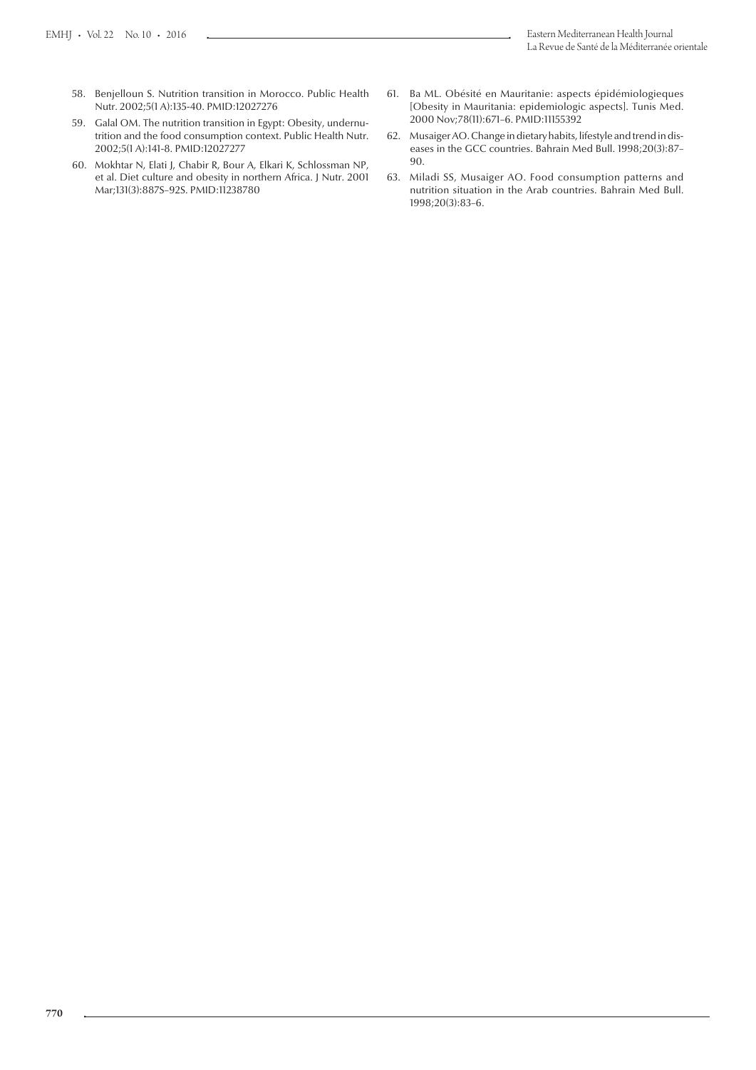58. Benjelloun S. Nutrition transition in Morocco. Public Health Nutr. 2002;5(1 A):135-40. PMID:12027276
59. Galal OM. The nutrition transition in Egypt: Obesity, undernutrition and the food consumption context. Public Health Nutr. 2002;5(1 A):141-8. PMID:12027277
60. Mokhtar N, Elati J, Chabir R, Bour A, Elkari K, Schlossman NP, et al. Diet culture and obesity in northern Africa. J Nutr. 2001 Mar;131(3):887S–92S. PMID:11238780
61. Ba ML. Obésité en Mauritanie: aspects épidémiologieques [Obesity in Mauritania: epidemiologic aspects]. Tunis Med. 2000 Nov;78(11):671–6. PMID:11155392
62. Musaiger AO. Change in dietary habits, lifestyle and trend in diseases in the GCC countries. Bahrain Med Bull. 1998;20(3):87–90.
63. Miladi SS, Musaiger AO. Food consumption patterns and nutrition situation in the Arab countries. Bahrain Med Bull. 1998;20(3):83–6.